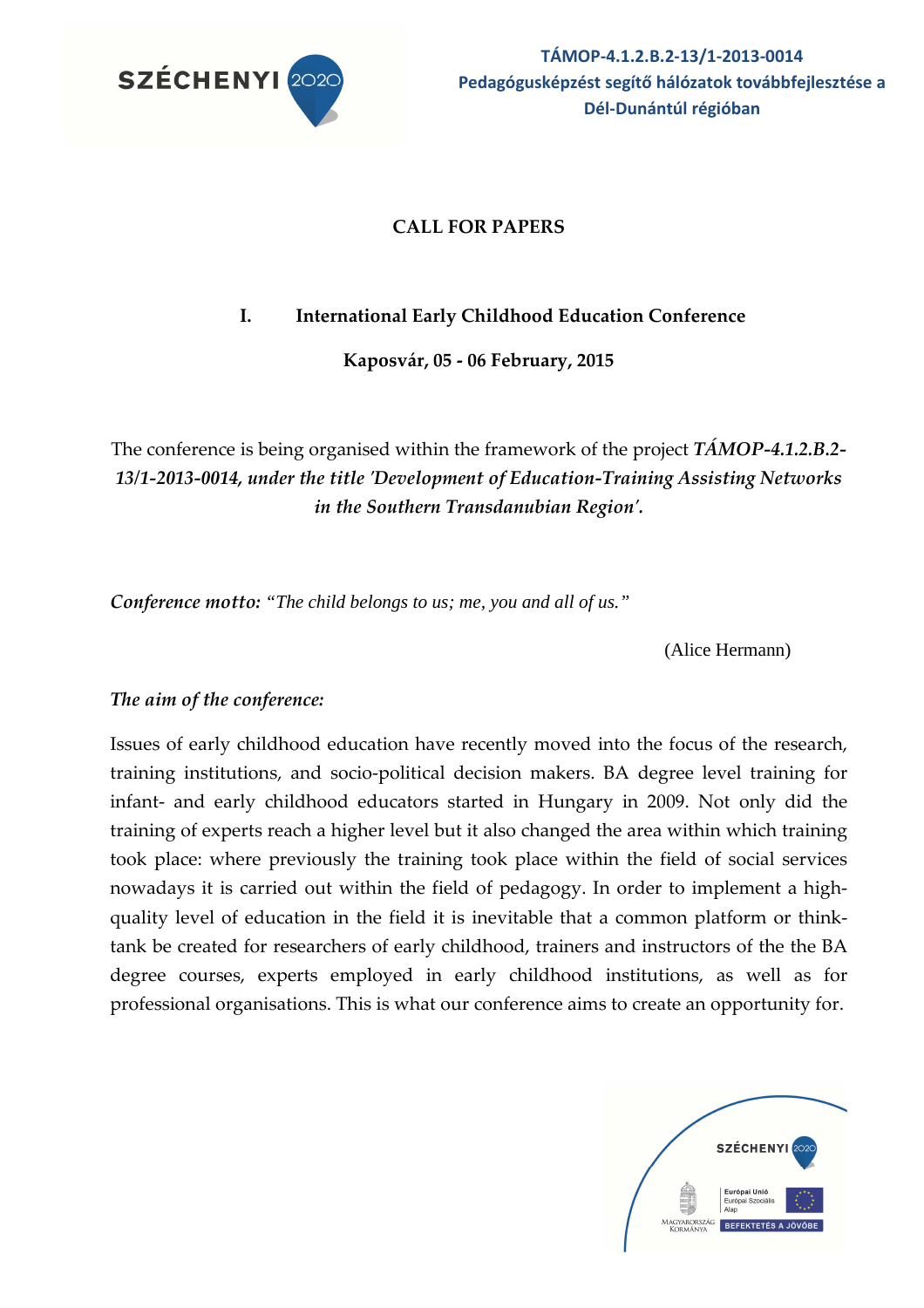**TÁMOP-4.1.2.B.2-13/1-2013-0014**
**Pedagógusképzést segítő hálózatok továbbfejlesztése a Dél-Dunántúl régióban**

# CALL FOR PAPERS

## I. International Early Childhood Education Conference

**Kaposvár, 05 - 06 February, 2015**

The conference is being organised within the framework of the project ***TÁMOP-4.1.2.B.2-13/1-2013-0014, under the title 'Development of Education-Training Assisting Networks in the Southern Transdanubian Region'.***

***Conference motto:*** *"The child belongs to us; me, you and all of us."*

(Alice Hermann)

*The aim of the conference:*

Issues of early childhood education have recently moved into the focus of the research, training institutions, and socio-political decision makers. BA degree level training for infant- and early childhood educators started in Hungary in 2009. Not only did the training of experts reach a higher level but it also changed the area within which training took place: where previously the training took place within the field of social services nowadays it is carried out within the field of pedagogy. In order to implement a high-quality level of education in the field it is inevitable that a common platform or think-tank be created for researchers of early childhood, trainers and instructors of the the BA degree courses, experts employed in early childhood institutions, as well as for professional organisations. This is what our conference aims to create an opportunity for.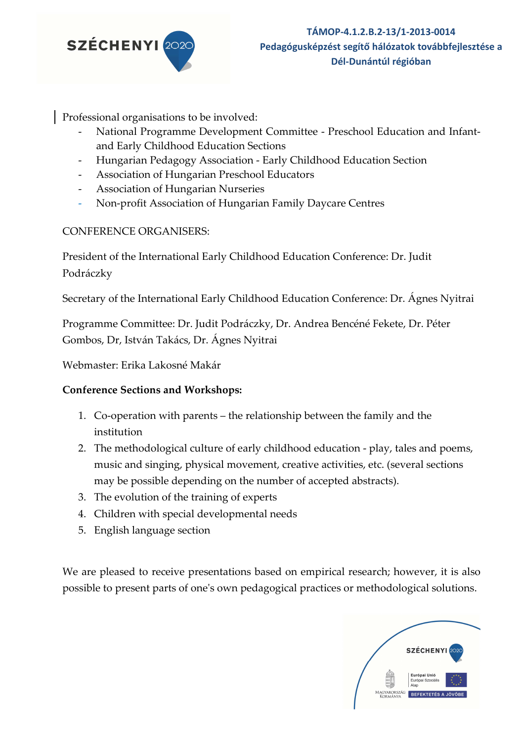Professional organisations to be involved:

- National Programme Development Committee - Preschool Education and Infant- and Early Childhood Education Sections
- Hungarian Pedagogy Association - Early Childhood Education Section
- Association of Hungarian Preschool Educators
- Association of Hungarian Nurseries
- Non-profit Association of Hungarian Family Daycare Centres

CONFERENCE ORGANISERS:

President of the International Early Childhood Education Conference: Dr. Judit Podráczky

Secretary of the International Early Childhood Education Conference: Dr. Ágnes Nyitrai

Programme Committee: Dr. Judit Podráczky, Dr. Andrea Bencéné Fekete, Dr. Péter Gombos, Dr, István Takács, Dr. Ágnes Nyitrai

Webmaster: Erika Lakosné Makár

**Conference Sections and Workshops:**

1. Co-operation with parents – the relationship between the family and the institution
2. The methodological culture of early childhood education - play, tales and poems, music and singing, physical movement, creative activities, etc. (several sections may be possible depending on the number of accepted abstracts).
3. The evolution of the training of experts
4. Children with special developmental needs
5. English language section

We are pleased to receive presentations based on empirical research; however, it is also possible to present parts of one's own pedagogical practices or methodological solutions.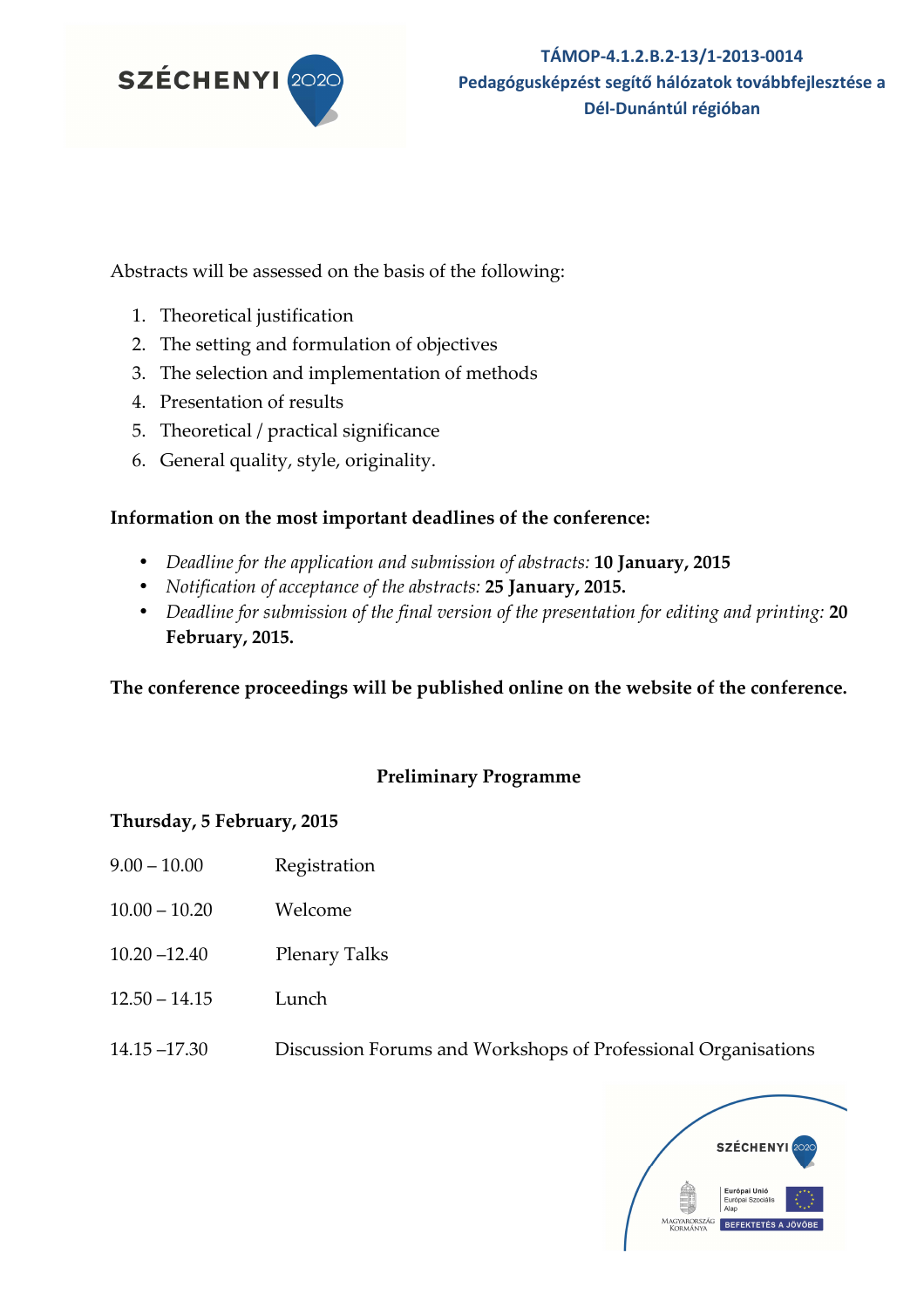Abstracts will be assessed on the basis of the following:

1. Theoretical justification
2. The setting and formulation of objectives
3. The selection and implementation of methods
4. Presentation of results
5. Theoretical / practical significance
6. General quality, style, originality.

**Information on the most important deadlines of the conference:**

- *Deadline for the application and submission of abstracts:* **10 January, 2015**
- *Notification of acceptance of the abstracts:* **25 January, 2015.**
- *Deadline for submission of the final version of the presentation for editing and printing:* **20 February, 2015.**

**The conference proceedings will be published online on the website of the conference.**

## Preliminary Programme

**Thursday, 5 February, 2015**

| | |
|---|---|
| 9.00 – 10.00 | Registration |
| 10.00 – 10.20 | Welcome |
| 10.20 –12.40 | Plenary Talks |
| 12.50 – 14.15 | Lunch |
| 14.15 –17.30 | Discussion Forums and Workshops of Professional Organisations |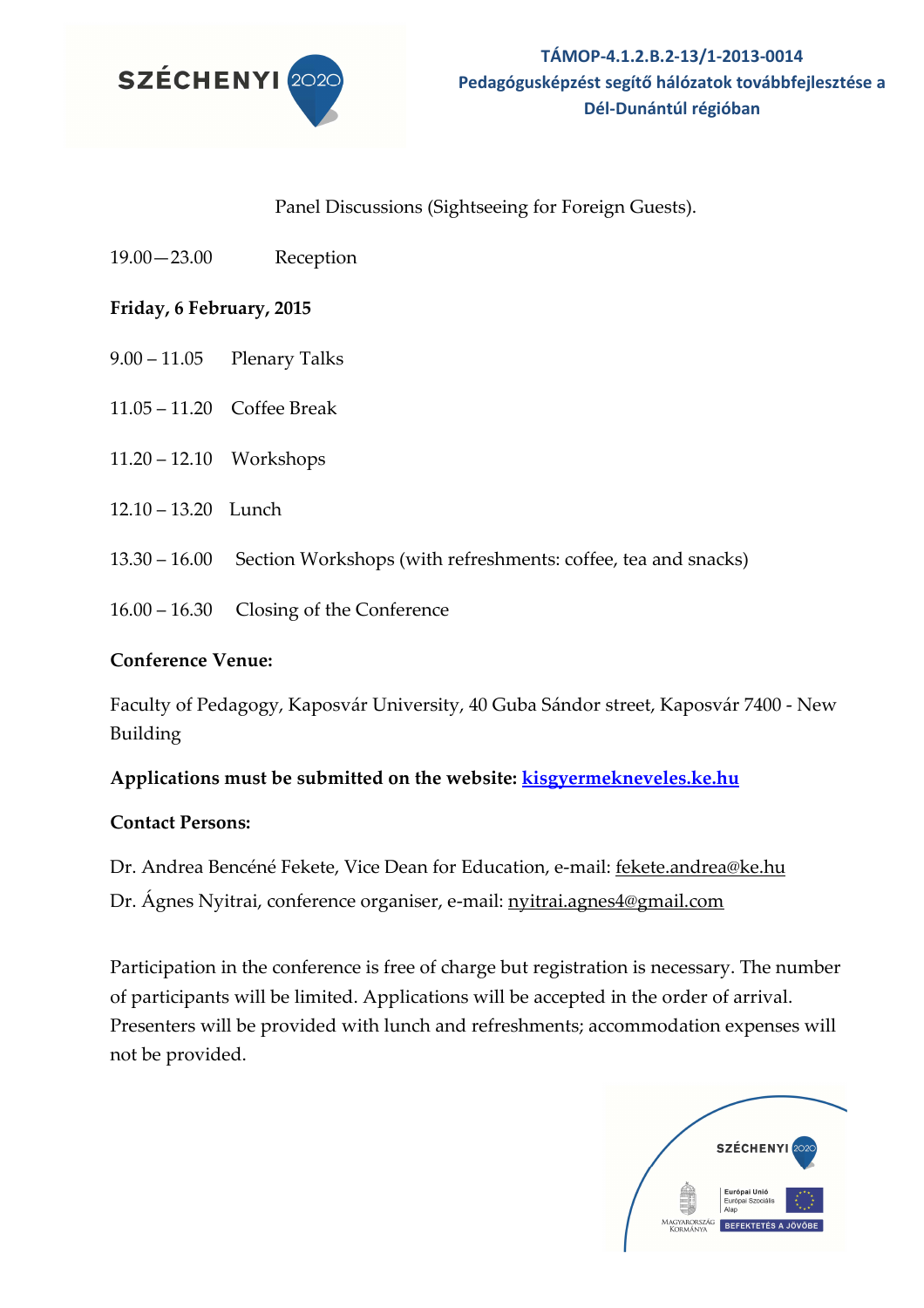Panel Discussions (Sightseeing for Foreign Guests).

19.00—23.00 Reception

**Friday, 6 February, 2015**

9.00 – 11.05 Plenary Talks

11.05 – 11.20 Coffee Break

11.20 – 12.10 Workshops

12.10 – 13.20 Lunch

13.30 – 16.00 Section Workshops (with refreshments: coffee, tea and snacks)

16.00 – 16.30 Closing of the Conference

**Conference Venue:**

Faculty of Pedagogy, Kaposvár University, 40 Guba Sándor street, Kaposvár 7400 - New Building

**Applications must be submitted on the website: kisgyermekneveles.ke.hu**

**Contact Persons:**

Dr. Andrea Bencéné Fekete, Vice Dean for Education, e-mail: fekete.andrea@ke.hu
Dr. Ágnes Nyitrai, conference organiser, e-mail: nyitrai.agnes4@gmail.com

Participation in the conference is free of charge but registration is necessary. The number of participants will be limited. Applications will be accepted in the order of arrival. Presenters will be provided with lunch and refreshments; accommodation expenses will not be provided.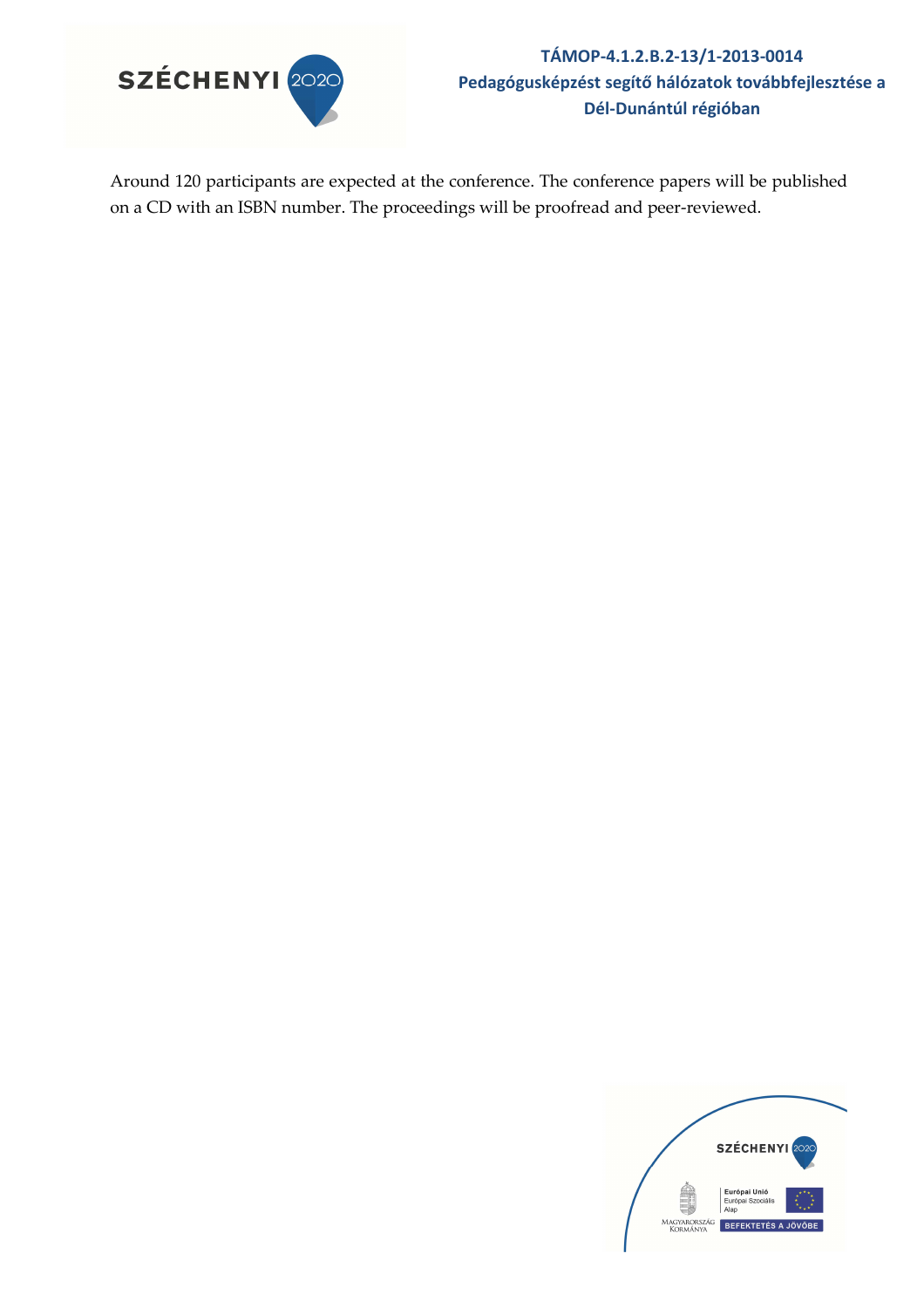Around 120 participants are expected at the conference. The conference papers will be published on a CD with an ISBN number. The proceedings will be proofread and peer-reviewed.